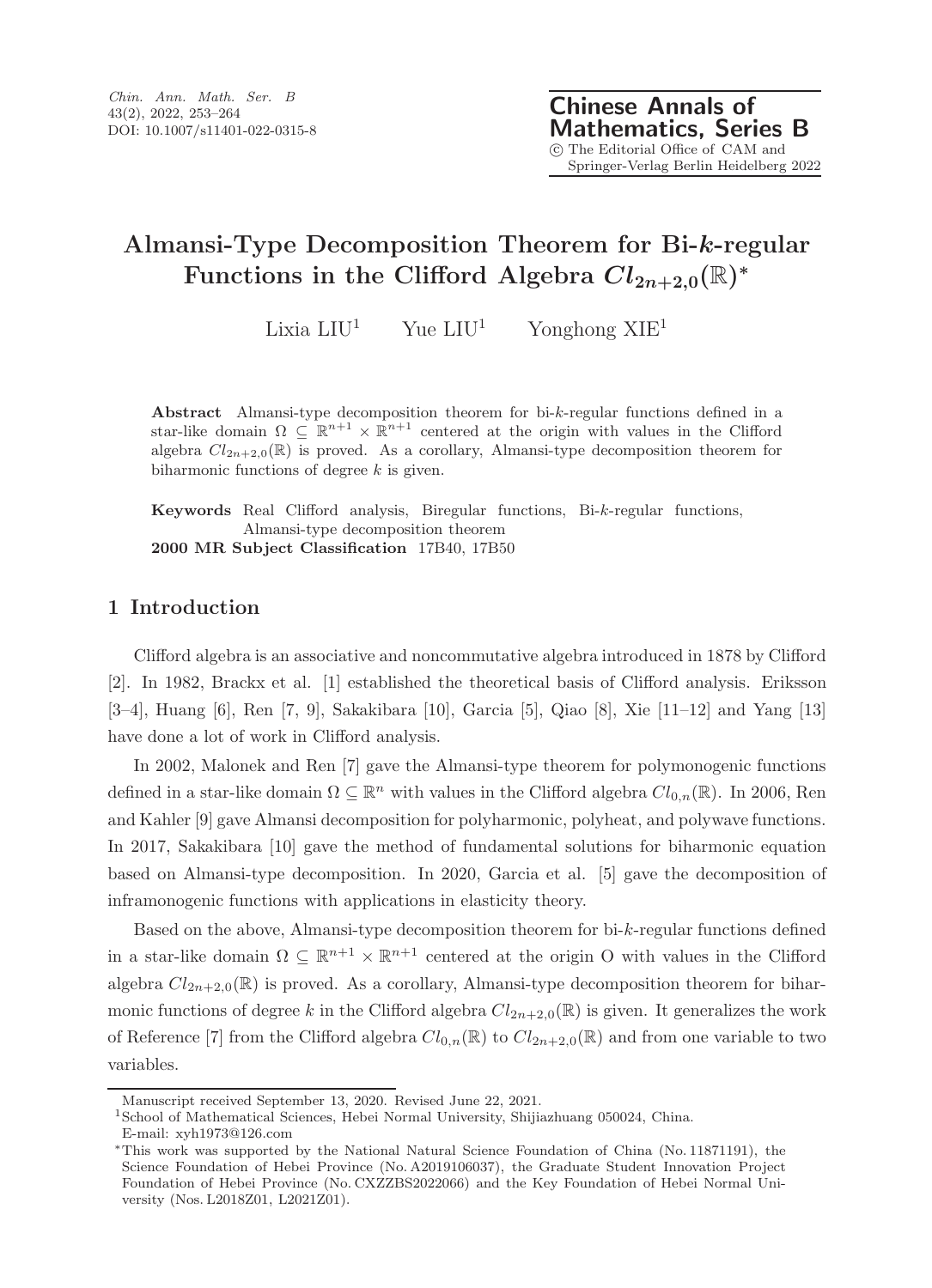# Almansi-Type Decomposition Theorem for Bi-$k$-regular Functions in the Clifford Algebra $Cl_{2n+2,0}(\mathbb{R})$*

Lixia LIU[1] Yue LIU[1] Yonghong XIE[1]

**Abstract** Almansi-type decomposition theorem for bi-$k$-regular functions defined in a star-like domain $\Omega \subseteq \mathbb{R}^{n+1} \times \mathbb{R}^{n+1}$ centered at the origin with values in the Clifford algebra $Cl_{2n+2,0}(\mathbb{R})$ is proved. As a corollary, Almansi-type decomposition theorem for biharmonic functions of degree $k$ is given.

**Keywords** Real Clifford analysis, Biregular functions, Bi-$k$-regular functions, Almansi-type decomposition theorem

**2000 MR Subject Classification** 17B40, 17B50

## 1 Introduction

Clifford algebra is an associative and noncommutative algebra introduced in 1878 by Clifford [2]. In 1982, Brackx et al. [1] established the theoretical basis of Clifford analysis. Eriksson [3–4], Huang [6], Ren [7, 9], Sakakibara [10], Garcia [5], Qiao [8], Xie [11–12] and Yang [13] have done a lot of work in Clifford analysis.

In 2002, Malonek and Ren [7] gave the Almansi-type theorem for polymonogenic functions defined in a star-like domain $\Omega \subseteq \mathbb{R}^n$ with values in the Clifford algebra $Cl_{0,n}(\mathbb{R})$. In 2006, Ren and Kahler [9] gave Almansi decomposition for polyharmonic, polyheat, and polywave functions. In 2017, Sakakibara [10] gave the method of fundamental solutions for biharmonic equation based on Almansi-type decomposition. In 2020, Garcia et al. [5] gave the decomposition of inframonogenic functions with applications in elasticity theory.

Based on the above, Almansi-type decomposition theorem for bi-$k$-regular functions defined in a star-like domain $\Omega \subseteq \mathbb{R}^{n+1} \times \mathbb{R}^{n+1}$ centered at the origin O with values in the Clifford algebra $Cl_{2n+2,0}(\mathbb{R})$ is proved. As a corollary, Almansi-type decomposition theorem for biharmonic functions of degree $k$ in the Clifford algebra $Cl_{2n+2,0}(\mathbb{R})$ is given. It generalizes the work of Reference [7] from the Clifford algebra $Cl_{0,n}(\mathbb{R})$ to $Cl_{2n+2,0}(\mathbb{R})$ and from one variable to two variables.

---

Manuscript received September 13, 2020. Revised June 22, 2021.

[1]School of Mathematical Sciences, Hebei Normal University, Shijiazhuang 050024, China.
E-mail: xyh1973@126.com

*This work was supported by the National Natural Science Foundation of China (No. 11871191), the Science Foundation of Hebei Province (No. A2019106037), the Graduate Student Innovation Project Foundation of Hebei Province (No. CXZZBS2022066) and the Key Foundation of Hebei Normal University (Nos. L2018Z01, L2021Z01).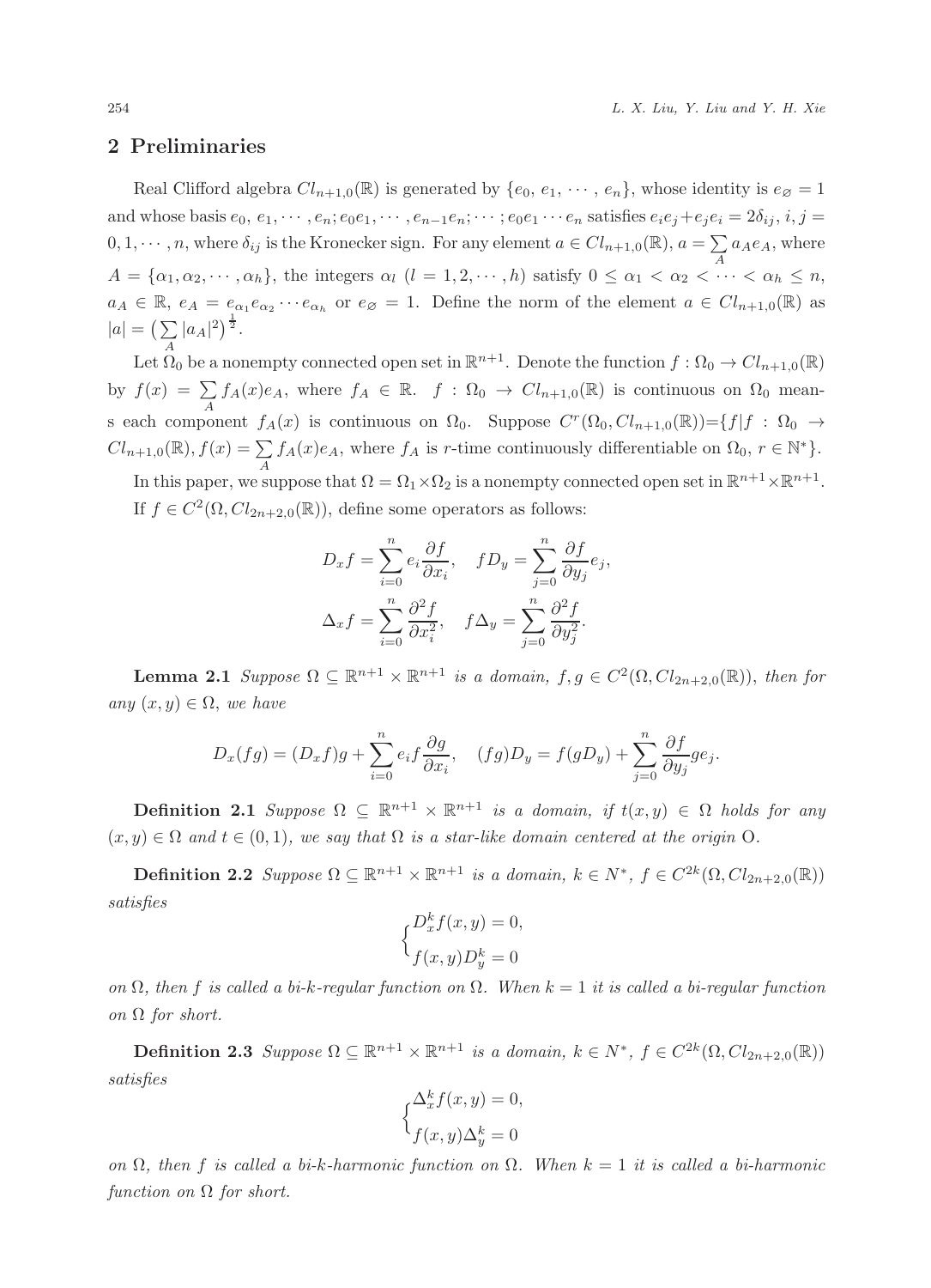## 2 Preliminaries

Real Clifford algebra $Cl_{n+1,0}(\mathbb{R})$ is generated by $\{e_0, e_1, \cdots, e_n\}$, whose identity is $e_\varnothing = 1$ and whose basis $e_0, e_1, \cdots, e_n; e_0e_1, \cdots, e_{n-1}e_n; \cdots; e_0e_1\cdots e_n$ satisfies $e_ie_j+e_je_i = 2\delta_{ij}$, $i, j = 0, 1, \cdots, n$, where $\delta_{ij}$ is the Kronecker sign. For any element $a \in Cl_{n+1,0}(\mathbb{R})$, $a = \sum\limits_A a_Ae_A$, where $A = \{\alpha_1, \alpha_2, \cdots, \alpha_h\}$, the integers $\alpha_l$ $(l = 1, 2, \cdots, h)$ satisfy $0 \leq \alpha_1 < \alpha_2 < \cdots < \alpha_h \leq n$, $a_A \in \mathbb{R}$, $e_A = e_{\alpha_1}e_{\alpha_2}\cdots e_{\alpha_h}$ or $e_\varnothing = 1$. Define the norm of the element $a \in Cl_{n+1,0}(\mathbb{R})$ as $|a| = \big(\sum\limits_A |a_A|^2\big)^{\frac{1}{2}}$.

Let $\Omega_0$ be a nonempty connected open set in $\mathbb{R}^{n+1}$. Denote the function $f : \Omega_0 \to Cl_{n+1,0}(\mathbb{R})$ by $f(x) = \sum\limits_A f_A(x)e_A$, where $f_A \in \mathbb{R}$. $f : \Omega_0 \to Cl_{n+1,0}(\mathbb{R})$ is continuous on $\Omega_0$ means each component $f_A(x)$ is continuous on $\Omega_0$. Suppose $C^r(\Omega_0, Cl_{n+1,0}(\mathbb{R}))=\{f | f : \Omega_0 \to Cl_{n+1,0}(\mathbb{R}), f(x) = \sum\limits_A f_A(x)e_A$, where $f_A$ is $r$-time continuously differentiable on $\Omega_0$, $r \in \mathbb{N}^*\}$.

In this paper, we suppose that $\Omega = \Omega_1\times\Omega_2$ is a nonempty connected open set in $\mathbb{R}^{n+1}\times\mathbb{R}^{n+1}$. If $f \in C^2(\Omega, Cl_{2n+2,0}(\mathbb{R}))$, define some operators as follows:

$$D_xf = \sum_{i=0}^{n} e_i\frac{\partial f}{\partial x_i}, \quad fD_y = \sum_{j=0}^{n} \frac{\partial f}{\partial y_j}e_j,$$

$$\Delta_xf = \sum_{i=0}^{n} \frac{\partial^2 f}{\partial x_i^2}, \quad f\Delta_y = \sum_{j=0}^{n} \frac{\partial^2 f}{\partial y_j^2}.$$

**Lemma 2.1** *Suppose $\Omega \subseteq \mathbb{R}^{n+1}\times\mathbb{R}^{n+1}$ is a domain, $f, g \in C^2(\Omega, Cl_{2n+2,0}(\mathbb{R}))$, then for any $(x, y) \in \Omega$, we have*

$$D_x(fg) = (D_xf)g + \sum_{i=0}^{n} e_if\frac{\partial g}{\partial x_i}, \quad (fg)D_y = f(gD_y) + \sum_{j=0}^{n} \frac{\partial f}{\partial y_j}ge_j.$$

**Definition 2.1** *Suppose $\Omega \subseteq \mathbb{R}^{n+1}\times\mathbb{R}^{n+1}$ is a domain, if $t(x, y) \in \Omega$ holds for any $(x, y) \in \Omega$ and $t \in (0, 1)$, we say that $\Omega$ is a star-like domain centered at the origin* O.

**Definition 2.2** *Suppose $\Omega \subseteq \mathbb{R}^{n+1}\times\mathbb{R}^{n+1}$ is a domain, $k \in N^*$, $f \in C^{2k}(\Omega, Cl_{2n+2,0}(\mathbb{R}))$ satisfies*

$$\begin{cases} D_x^kf(x, y) = 0, \\ f(x, y)D_y^k = 0 \end{cases}$$

*on $\Omega$, then $f$ is called a bi-k-regular function on $\Omega$. When $k = 1$ it is called a bi-regular function on $\Omega$ for short.*

**Definition 2.3** *Suppose $\Omega \subseteq \mathbb{R}^{n+1}\times\mathbb{R}^{n+1}$ is a domain, $k \in N^*$, $f \in C^{2k}(\Omega, Cl_{2n+2,0}(\mathbb{R}))$ satisfies*

$$\begin{cases} \Delta_x^kf(x, y) = 0, \\ f(x, y)\Delta_y^k = 0 \end{cases}$$

*on $\Omega$, then $f$ is called a bi-k-harmonic function on $\Omega$. When $k = 1$ it is called a bi-harmonic function on $\Omega$ for short.*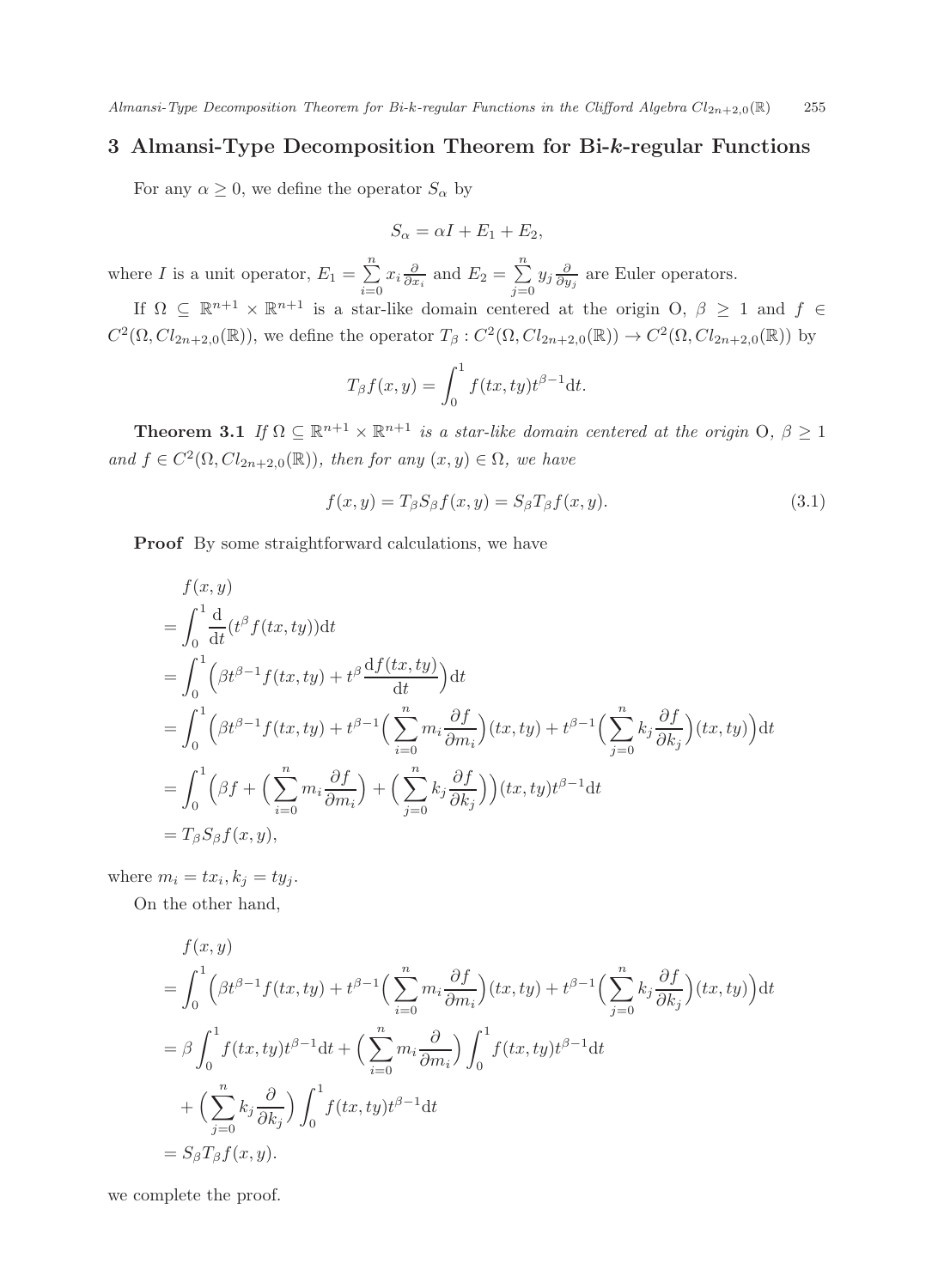## 3 Almansi-Type Decomposition Theorem for Bi-*k*-regular Functions

For any $\alpha \geq 0$, we define the operator $S_\alpha$ by

$$S_\alpha = \alpha I + E_1 + E_2,$$

where $I$ is a unit operator, $E_1 = \sum\limits_{i=0}^{n} x_i \frac{\partial}{\partial x_i}$ and $E_2 = \sum\limits_{j=0}^{n} y_j \frac{\partial}{\partial y_j}$ are Euler operators.

If $\Omega \subseteq \mathbb{R}^{n+1} \times \mathbb{R}^{n+1}$ is a star-like domain centered at the origin O, $\beta \geq 1$ and $f \in C^2(\Omega, Cl_{2n+2,0}(\mathbb{R}))$, we define the operator $T_\beta : C^2(\Omega, Cl_{2n+2,0}(\mathbb{R})) \to C^2(\Omega, Cl_{2n+2,0}(\mathbb{R}))$ by

$$T_\beta f(x, y) = \int_0^1 f(tx, ty) t^{\beta-1} \mathrm{d}t.$$

**Theorem 3.1** *If $\Omega \subseteq \mathbb{R}^{n+1} \times \mathbb{R}^{n+1}$ is a star-like domain centered at the origin O, $\beta \geq 1$ and $f \in C^2(\Omega, Cl_{2n+2,0}(\mathbb{R}))$, then for any $(x, y) \in \Omega$, we have*

$$f(x, y) = T_\beta S_\beta f(x, y) = S_\beta T_\beta f(x, y). \tag{3.1}$$

**Proof** By some straightforward calculations, we have

$$\begin{aligned}
& f(x, y) \\
&= \int_0^1 \frac{\mathrm{d}}{\mathrm{d}t}(t^\beta f(tx, ty)) \mathrm{d}t \\
&= \int_0^1 \Big( \beta t^{\beta-1} f(tx, ty) + t^\beta \frac{\mathrm{d}f(tx, ty)}{\mathrm{d}t} \Big) \mathrm{d}t \\
&= \int_0^1 \Big( \beta t^{\beta-1} f(tx, ty) + t^{\beta-1} \Big( \sum_{i=0}^{n} m_i \frac{\partial f}{\partial m_i} \Big)(tx, ty) + t^{\beta-1} \Big( \sum_{j=0}^{n} k_j \frac{\partial f}{\partial k_j} \Big)(tx, ty) \Big) \mathrm{d}t \\
&= \int_0^1 \Big( \beta f + \Big( \sum_{i=0}^{n} m_i \frac{\partial f}{\partial m_i} \Big) + \Big( \sum_{j=0}^{n} k_j \frac{\partial f}{\partial k_j} \Big) \Big)(tx, ty) t^{\beta-1} \mathrm{d}t \\
&= T_\beta S_\beta f(x, y),
\end{aligned}$$

where $m_i = tx_i, k_j = ty_j$.

On the other hand,

$$\begin{aligned}
& f(x, y) \\
&= \int_0^1 \Big( \beta t^{\beta-1} f(tx, ty) + t^{\beta-1} \Big( \sum_{i=0}^{n} m_i \frac{\partial f}{\partial m_i} \Big)(tx, ty) + t^{\beta-1} \Big( \sum_{j=0}^{n} k_j \frac{\partial f}{\partial k_j} \Big)(tx, ty) \Big) \mathrm{d}t \\
&= \beta \int_0^1 f(tx, ty) t^{\beta-1} \mathrm{d}t + \Big( \sum_{i=0}^{n} m_i \frac{\partial}{\partial m_i} \Big) \int_0^1 f(tx, ty) t^{\beta-1} \mathrm{d}t \\
&\quad + \Big( \sum_{j=0}^{n} k_j \frac{\partial}{\partial k_j} \Big) \int_0^1 f(tx, ty) t^{\beta-1} \mathrm{d}t \\
&= S_\beta T_\beta f(x, y).
\end{aligned}$$

we complete the proof.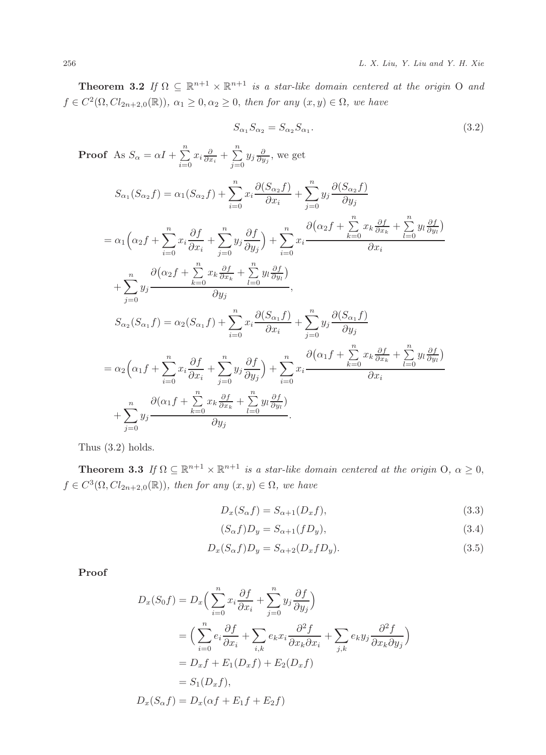**Theorem 3.2** *If $\Omega \subseteq \mathbb{R}^{n+1} \times \mathbb{R}^{n+1}$ is a star-like domain centered at the origin* O *and $f \in C^2(\Omega, Cl_{2n+2,0}(\mathbb{R}))$, $\alpha_1 \geq 0, \alpha_2 \geq 0$, then for any $(x, y) \in \Omega$, we have*

$$S_{\alpha_1} S_{\alpha_2} = S_{\alpha_2} S_{\alpha_1}. \tag{3.2}$$

**Proof** As $S_\alpha = \alpha I + \sum\limits_{i=0}^{n} x_i \frac{\partial}{\partial x_i} + \sum\limits_{j=0}^{n} y_j \frac{\partial}{\partial y_j}$, we get

$$\begin{aligned}
S_{\alpha_1}(S_{\alpha_2} f) &= \alpha_1 (S_{\alpha_2} f) + \sum_{i=0}^{n} x_i \frac{\partial (S_{\alpha_2} f)}{\partial x_i} + \sum_{j=0}^{n} y_j \frac{\partial (S_{\alpha_2} f)}{\partial y_j} \\
&= \alpha_1 \Big( \alpha_2 f + \sum_{i=0}^{n} x_i \frac{\partial f}{\partial x_i} + \sum_{j=0}^{n} y_j \frac{\partial f}{\partial y_j} \Big) + \sum_{i=0}^{n} x_i \frac{\partial \big( \alpha_2 f + \sum\limits_{k=0}^{n} x_k \frac{\partial f}{\partial x_k} + \sum\limits_{l=0}^{n} y_l \frac{\partial f}{\partial y_l} \big)}{\partial x_i} \\
&\quad + \sum_{j=0}^{n} y_j \frac{\partial \big( \alpha_2 f + \sum\limits_{k=0}^{n} x_k \frac{\partial f}{\partial x_k} + \sum\limits_{l=0}^{n} y_l \frac{\partial f}{\partial y_l} \big)}{\partial y_j}, \\
S_{\alpha_2}(S_{\alpha_1} f) &= \alpha_2 (S_{\alpha_1} f) + \sum_{i=0}^{n} x_i \frac{\partial (S_{\alpha_1} f)}{\partial x_i} + \sum_{j=0}^{n} y_j \frac{\partial (S_{\alpha_1} f)}{\partial y_j} \\
&= \alpha_2 \Big( \alpha_1 f + \sum_{i=0}^{n} x_i \frac{\partial f}{\partial x_i} + \sum_{j=0}^{n} y_j \frac{\partial f}{\partial y_j} \Big) + \sum_{i=0}^{n} x_i \frac{\partial \big( \alpha_1 f + \sum\limits_{k=0}^{n} x_k \frac{\partial f}{\partial x_k} + \sum\limits_{l=0}^{n} y_l \frac{\partial f}{\partial y_l} \big)}{\partial x_i} \\
&\quad + \sum_{j=0}^{n} y_j \frac{\partial (\alpha_1 f + \sum\limits_{k=0}^{n} x_k \frac{\partial f}{\partial x_k} + \sum\limits_{l=0}^{n} y_l \frac{\partial f}{\partial y_l})}{\partial y_j}.
\end{aligned}$$

Thus (3.2) holds.

**Theorem 3.3** *If $\Omega \subseteq \mathbb{R}^{n+1} \times \mathbb{R}^{n+1}$ is a star-like domain centered at the origin* O*, $\alpha \geq 0$, $f \in C^3(\Omega, Cl_{2n+2,0}(\mathbb{R}))$, then for any $(x, y) \in \Omega$, we have*

$$D_x(S_\alpha f) = S_{\alpha+1}(D_x f), \tag{3.3}$$

$$(S_\alpha f) D_y = S_{\alpha+1}(f D_y), \tag{3.4}$$

$$D_x (S_\alpha f) D_y = S_{\alpha+2}(D_x f D_y). \tag{3.5}$$

**Proof**

$$\begin{aligned}
D_x(S_0 f) &= D_x \Big( \sum_{i=0}^{n} x_i \frac{\partial f}{\partial x_i} + \sum_{j=0}^{n} y_j \frac{\partial f}{\partial y_j} \Big) \\
&= \Big( \sum_{i=0}^{n} e_i \frac{\partial f}{\partial x_i} + \sum_{i,k} e_k x_i \frac{\partial^2 f}{\partial x_k \partial x_i} + \sum_{j,k} e_k y_j \frac{\partial^2 f}{\partial x_k \partial y_j} \Big) \\
&= D_x f + E_1(D_x f) + E_2(D_x f) \\
&= S_1(D_x f), \\
D_x(S_\alpha f) &= D_x(\alpha f + E_1 f + E_2 f)
\end{aligned}$$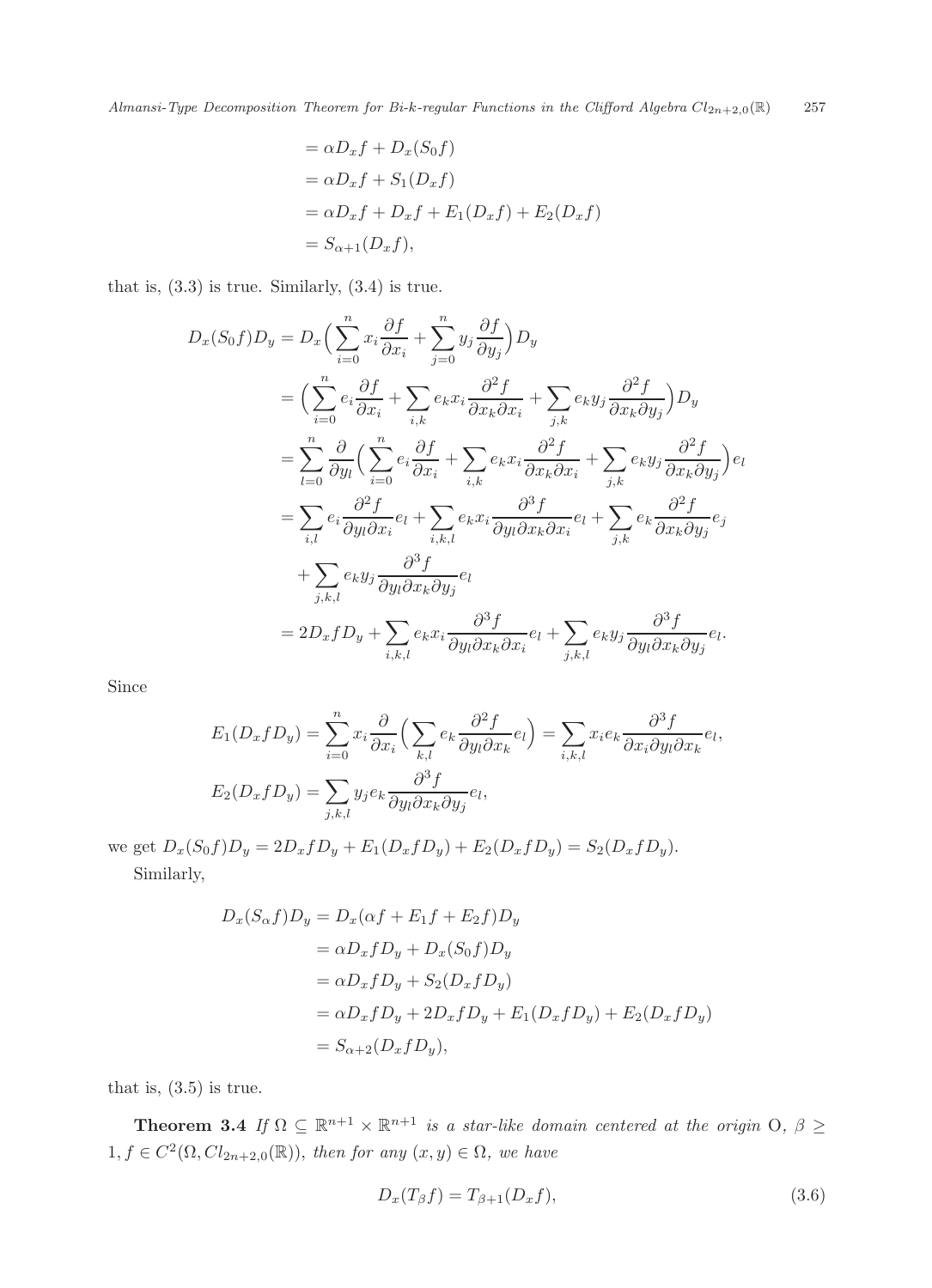$$
\begin{aligned}
&= \alpha D_x f + D_x(S_0 f) \\
&= \alpha D_x f + S_1(D_x f) \\
&= \alpha D_x f + D_x f + E_1(D_x f) + E_2(D_x f) \\
&= S_{\alpha+1}(D_x f),
\end{aligned}
$$

that is, (3.3) is true. Similarly, (3.4) is true.

$$
\begin{aligned}
D_x(S_0 f)D_y &= D_x\Big(\sum_{i=0}^{n} x_i \frac{\partial f}{\partial x_i} + \sum_{j=0}^{n} y_j \frac{\partial f}{\partial y_j}\Big)D_y \\
&= \Big(\sum_{i=0}^{n} e_i \frac{\partial f}{\partial x_i} + \sum_{i,k} e_k x_i \frac{\partial^2 f}{\partial x_k \partial x_i} + \sum_{j,k} e_k y_j \frac{\partial^2 f}{\partial x_k \partial y_j}\Big)D_y \\
&= \sum_{l=0}^{n} \frac{\partial}{\partial y_l}\Big(\sum_{i=0}^{n} e_i \frac{\partial f}{\partial x_i} + \sum_{i,k} e_k x_i \frac{\partial^2 f}{\partial x_k \partial x_i} + \sum_{j,k} e_k y_j \frac{\partial^2 f}{\partial x_k \partial y_j}\Big)e_l \\
&= \sum_{i,l} e_i \frac{\partial^2 f}{\partial y_l \partial x_i} e_l + \sum_{i,k,l} e_k x_i \frac{\partial^3 f}{\partial y_l \partial x_k \partial x_i} e_l + \sum_{j,k} e_k \frac{\partial^2 f}{\partial x_k \partial y_j} e_j \\
&\quad + \sum_{j,k,l} e_k y_j \frac{\partial^3 f}{\partial y_l \partial x_k \partial y_j} e_l \\
&= 2D_x f D_y + \sum_{i,k,l} e_k x_i \frac{\partial^3 f}{\partial y_l \partial x_k \partial x_i} e_l + \sum_{j,k,l} e_k y_j \frac{\partial^3 f}{\partial y_l \partial x_k \partial y_j} e_l.
\end{aligned}
$$

Since

$$
\begin{aligned}
E_1(D_x f D_y) &= \sum_{i=0}^{n} x_i \frac{\partial}{\partial x_i}\Big(\sum_{k,l} e_k \frac{\partial^2 f}{\partial y_l \partial x_k} e_l\Big) = \sum_{i,k,l} x_i e_k \frac{\partial^3 f}{\partial x_i \partial y_l \partial x_k} e_l, \\
E_2(D_x f D_y) &= \sum_{j,k,l} y_j e_k \frac{\partial^3 f}{\partial y_l \partial x_k \partial y_j} e_l,
\end{aligned}
$$

we get $D_x(S_0 f)D_y = 2D_x f D_y + E_1(D_x f D_y) + E_2(D_x f D_y) = S_2(D_x f D_y)$.

Similarly,

$$
\begin{aligned}
D_x(S_\alpha f)D_y &= D_x(\alpha f + E_1 f + E_2 f)D_y \\
&= \alpha D_x f D_y + D_x(S_0 f)D_y \\
&= \alpha D_x f D_y + S_2(D_x f D_y) \\
&= \alpha D_x f D_y + 2D_x f D_y + E_1(D_x f D_y) + E_2(D_x f D_y) \\
&= S_{\alpha+2}(D_x f D_y),
\end{aligned}
$$

that is, (3.5) is true.

**Theorem 3.4** *If $\Omega \subseteq \mathbb{R}^{n+1} \times \mathbb{R}^{n+1}$ is a star-like domain centered at the origin O, $\beta \geq 1$, $f \in C^2(\Omega, Cl_{2n+2,0}(\mathbb{R}))$, then for any $(x, y) \in \Omega$, we have*

$$
D_x(T_\beta f) = T_{\beta+1}(D_x f), \tag{3.6}
$$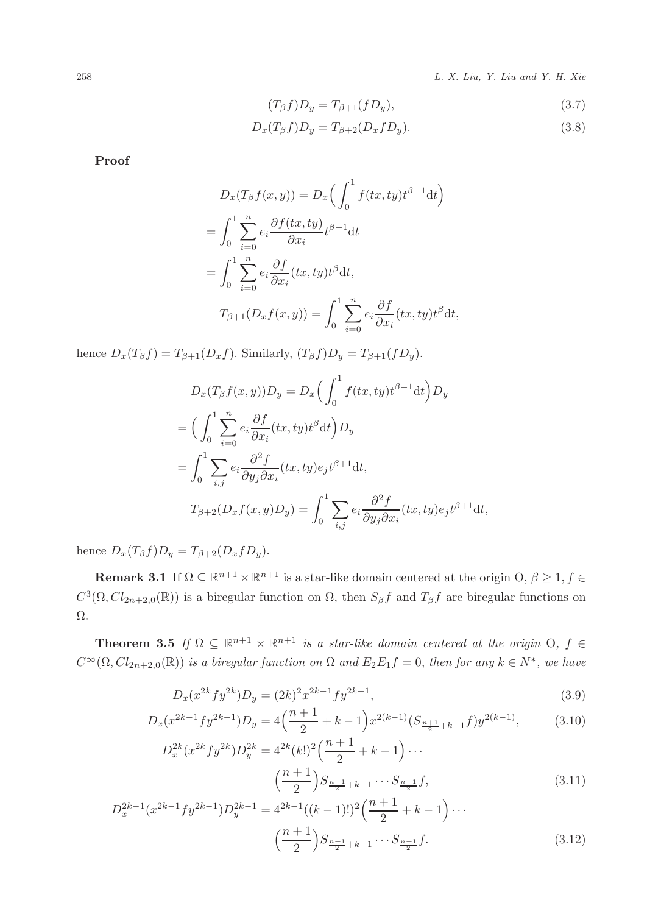$$(T_\beta f)D_y = T_{\beta+1}(fD_y), \tag{3.7}$$

$$D_x(T_\beta f)D_y = T_{\beta+2}(D_x f D_y). \tag{3.8}$$

**Proof**

$$
\begin{aligned}
&D_x(T_\beta f(x,y)) = D_x\Big(\int_0^1 f(tx,ty)t^{\beta-1}\mathrm{d}t\Big)\\
&= \int_0^1 \sum_{i=0}^n e_i \frac{\partial f(tx,ty)}{\partial x_i} t^{\beta-1}\mathrm{d}t\\
&= \int_0^1 \sum_{i=0}^n e_i \frac{\partial f}{\partial x_i}(tx,ty) t^{\beta}\mathrm{d}t,\\
&T_{\beta+1}(D_x f(x,y)) = \int_0^1 \sum_{i=0}^n e_i \frac{\partial f}{\partial x_i}(tx,ty) t^{\beta}\mathrm{d}t,
\end{aligned}
$$

hence $D_x(T_\beta f) = T_{\beta+1}(D_x f)$. Similarly, $(T_\beta f)D_y = T_{\beta+1}(fD_y)$.

$$
\begin{aligned}
&D_x(T_\beta f(x,y))D_y = D_x\Big(\int_0^1 f(tx,ty)t^{\beta-1}\mathrm{d}t\Big)D_y\\
&= \Big(\int_0^1 \sum_{i=0}^n e_i \frac{\partial f}{\partial x_i}(tx,ty) t^{\beta}\mathrm{d}t\Big)D_y\\
&= \int_0^1 \sum_{i,j} e_i \frac{\partial^2 f}{\partial y_j \partial x_i}(tx,ty) e_j t^{\beta+1}\mathrm{d}t,\\
&T_{\beta+2}(D_x f(x,y)D_y) = \int_0^1 \sum_{i,j} e_i \frac{\partial^2 f}{\partial y_j \partial x_i}(tx,ty) e_j t^{\beta+1}\mathrm{d}t,
\end{aligned}
$$

hence $D_x(T_\beta f)D_y = T_{\beta+2}(D_x f D_y)$.

**Remark 3.1** If $\Omega \subseteq \mathbb{R}^{n+1}\times\mathbb{R}^{n+1}$ is a star-like domain centered at the origin O, $\beta \geq 1$, $f \in C^3(\Omega, Cl_{2n+2,0}(\mathbb{R}))$ is a biregular function on $\Omega$, then $S_\beta f$ and $T_\beta f$ are biregular functions on $\Omega$.

**Theorem 3.5** *If $\Omega \subseteq \mathbb{R}^{n+1}\times\mathbb{R}^{n+1}$ is a star-like domain centered at the origin O, $f \in C^\infty(\Omega, Cl_{2n+2,0}(\mathbb{R}))$ is a biregular function on $\Omega$ and $E_2E_1 f = 0$, then for any $k \in N^*$, we have*

$$D_x(x^{2k} f y^{2k})D_y = (2k)^2 x^{2k-1} f y^{2k-1}, \tag{3.9}$$

$$D_x(x^{2k-1} f y^{2k-1})D_y = 4\Big(\frac{n+1}{2}+k-1\Big)x^{2(k-1)}(S_{\frac{n+1}{2}+k-1}f)y^{2(k-1)}, \tag{3.10}$$

$$D_x^{2k}(x^{2k} f y^{2k})D_y^{2k} = 4^{2k}(k!)^2\Big(\frac{n+1}{2}+k-1\Big)\cdots\Big(\frac{n+1}{2}\Big)S_{\frac{n+1}{2}+k-1}\cdots S_{\frac{n+1}{2}}f, \tag{3.11}$$

$$D_x^{2k-1}(x^{2k-1} f y^{2k-1})D_y^{2k-1} = 4^{2k-1}((k-1)!)^2\Big(\frac{n+1}{2}+k-1\Big)\cdots\Big(\frac{n+1}{2}\Big)S_{\frac{n+1}{2}+k-1}\cdots S_{\frac{n+1}{2}}f. \tag{3.12}$$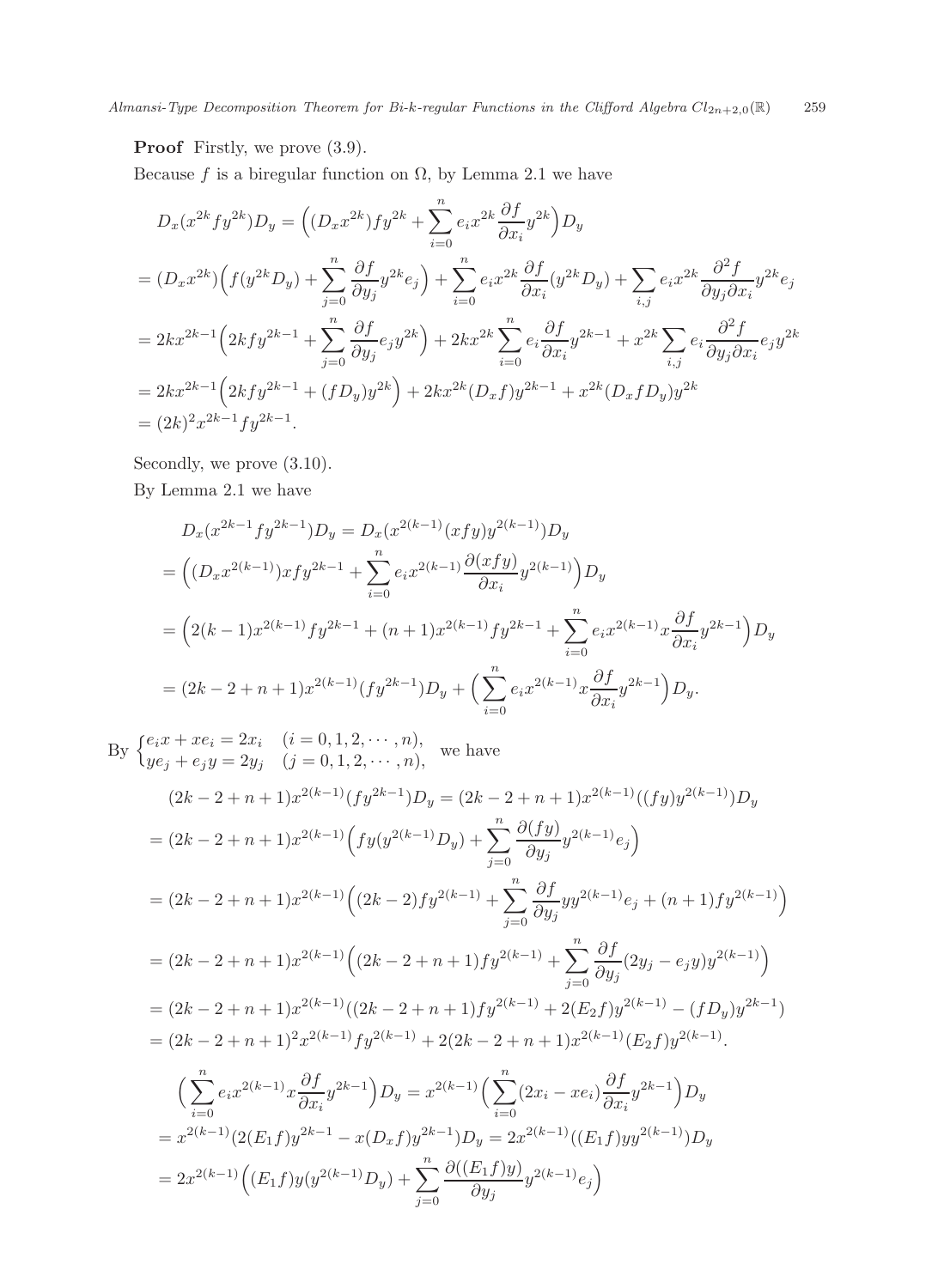**Proof** Firstly, we prove (3.9).

Because $f$ is a biregular function on $\Omega$, by Lemma 2.1 we have

$$
\begin{aligned}
&D_x(x^{2k}fy^{2k})D_y = \Big((D_x x^{2k})fy^{2k} + \sum_{i=0}^{n} e_i x^{2k}\frac{\partial f}{\partial x_i}y^{2k}\Big)D_y \\
&= (D_x x^{2k})\Big(f(y^{2k}D_y) + \sum_{j=0}^{n}\frac{\partial f}{\partial y_j}y^{2k}e_j\Big) + \sum_{i=0}^{n} e_i x^{2k}\frac{\partial f}{\partial x_i}(y^{2k}D_y) + \sum_{i,j} e_i x^{2k}\frac{\partial^2 f}{\partial y_j \partial x_i}y^{2k}e_j \\
&= 2kx^{2k-1}\Big(2kfy^{2k-1} + \sum_{j=0}^{n}\frac{\partial f}{\partial y_j}e_j y^{2k}\Big) + 2kx^{2k}\sum_{i=0}^{n} e_i\frac{\partial f}{\partial x_i}y^{2k-1} + x^{2k}\sum_{i,j} e_i\frac{\partial^2 f}{\partial y_j \partial x_i}e_j y^{2k} \\
&= 2kx^{2k-1}\Big(2kfy^{2k-1} + (fD_y)y^{2k}\Big) + 2kx^{2k}(D_x f)y^{2k-1} + x^{2k}(D_x f D_y)y^{2k} \\
&= (2k)^2 x^{2k-1}fy^{2k-1}.
\end{aligned}
$$

Secondly, we prove (3.10).

By Lemma 2.1 we have

$$
\begin{aligned}
&D_x(x^{2k-1}fy^{2k-1})D_y = D_x(x^{2(k-1)}(xfy)y^{2(k-1)})D_y \\
&= \Big((D_x x^{2(k-1)})xfy^{2k-1} + \sum_{i=0}^{n} e_i x^{2(k-1)}\frac{\partial(xfy)}{\partial x_i}y^{2(k-1)}\Big)D_y \\
&= \Big(2(k-1)x^{2(k-1)}fy^{2k-1} + (n+1)x^{2(k-1)}fy^{2k-1} + \sum_{i=0}^{n} e_i x^{2(k-1)}x\frac{\partial f}{\partial x_i}y^{2k-1}\Big)D_y \\
&= (2k-2+n+1)x^{2(k-1)}(fy^{2k-1})D_y + \Big(\sum_{i=0}^{n} e_i x^{2(k-1)}x\frac{\partial f}{\partial x_i}y^{2k-1}\Big)D_y.
\end{aligned}
$$

By $\begin{cases} e_i x + xe_i = 2x_i & (i = 0,1,2,\cdots,n), \\ ye_j + e_j y = 2y_j & (j = 0,1,2,\cdots,n), \end{cases}$ we have

$$
\begin{aligned}
&(2k-2+n+1)x^{2(k-1)}(fy^{2k-1})D_y = (2k-2+n+1)x^{2(k-1)}((fy)y^{2(k-1)})D_y \\
&= (2k-2+n+1)x^{2(k-1)}\Big(fy(y^{2(k-1)}D_y) + \sum_{j=0}^{n}\frac{\partial(fy)}{\partial y_j}y^{2(k-1)}e_j\Big) \\
&= (2k-2+n+1)x^{2(k-1)}\Big((2k-2)fy^{2(k-1)} + \sum_{j=0}^{n}\frac{\partial f}{\partial y_j}yy^{2(k-1)}e_j + (n+1)fy^{2(k-1)}\Big) \\
&= (2k-2+n+1)x^{2(k-1)}\Big((2k-2+n+1)fy^{2(k-1)} + \sum_{j=0}^{n}\frac{\partial f}{\partial y_j}(2y_j - e_j y)y^{2(k-1)}\Big) \\
&= (2k-2+n+1)x^{2(k-1)}((2k-2+n+1)fy^{2(k-1)} + 2(E_2 f)y^{2(k-1)} - (fD_y)y^{2k-1}) \\
&= (2k-2+n+1)^2 x^{2(k-1)}fy^{2(k-1)} + 2(2k-2+n+1)x^{2(k-1)}(E_2 f)y^{2(k-1)}.
\end{aligned}
$$

$$
\begin{aligned}
&\Big(\sum_{i=0}^{n} e_i x^{2(k-1)}x\frac{\partial f}{\partial x_i}y^{2k-1}\Big)D_y = x^{2(k-1)}\Big(\sum_{i=0}^{n}(2x_i - xe_i)\frac{\partial f}{\partial x_i}y^{2k-1}\Big)D_y \\
&= x^{2(k-1)}(2(E_1 f)y^{2k-1} - x(D_x f)y^{2k-1})D_y = 2x^{2(k-1)}((E_1 f)yy^{2(k-1)})D_y \\
&= 2x^{2(k-1)}\Big((E_1 f)y(y^{2(k-1)}D_y) + \sum_{j=0}^{n}\frac{\partial((E_1 f)y)}{\partial y_j}y^{2(k-1)}e_j\Big)
\end{aligned}
$$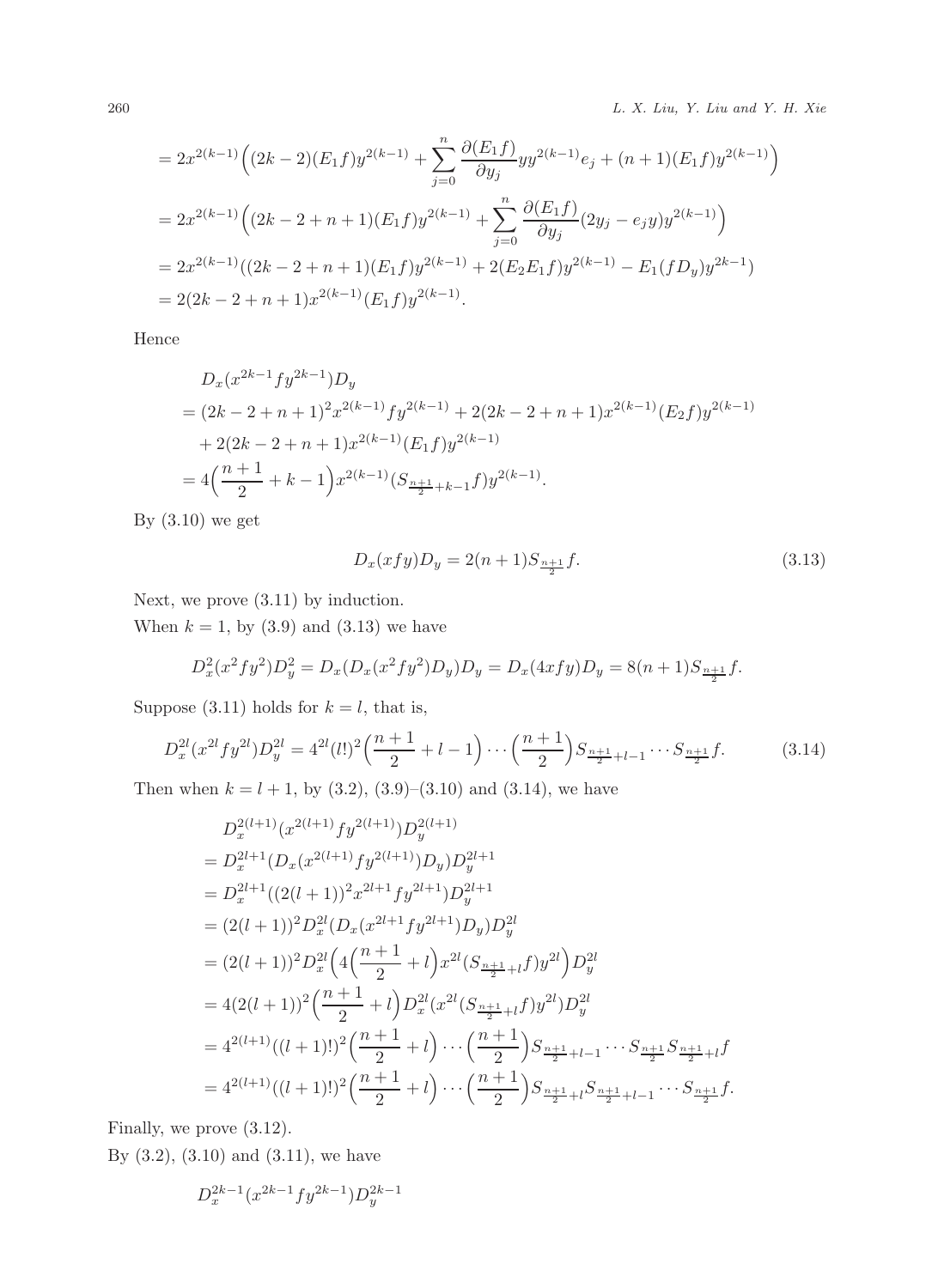$$
\begin{aligned}
&= 2x^{2(k-1)}\Big((2k-2)(E_1 f)y^{2(k-1)} + \sum_{j=0}^{n} \frac{\partial(E_1 f)}{\partial y_j} y y^{2(k-1)} e_j + (n+1)(E_1 f)y^{2(k-1)}\Big) \\
&= 2x^{2(k-1)}\Big((2k-2+n+1)(E_1 f)y^{2(k-1)} + \sum_{j=0}^{n} \frac{\partial(E_1 f)}{\partial y_j}(2y_j - e_j y)y^{2(k-1)}\Big) \\
&= 2x^{2(k-1)}((2k-2+n+1)(E_1 f)y^{2(k-1)} + 2(E_2 E_1 f)y^{2(k-1)} - E_1(f D_y)y^{2k-1}) \\
&= 2(2k-2+n+1)x^{2(k-1)}(E_1 f)y^{2(k-1)}.
\end{aligned}
$$

Hence

$$
\begin{aligned}
&D_x(x^{2k-1} f y^{2k-1})D_y \\
&= (2k-2+n+1)^2 x^{2(k-1)} f y^{2(k-1)} + 2(2k-2+n+1)x^{2(k-1)}(E_2 f)y^{2(k-1)} \\
&\quad + 2(2k-2+n+1)x^{2(k-1)}(E_1 f)y^{2(k-1)} \\
&= 4\Big(\frac{n+1}{2} + k - 1\Big)x^{2(k-1)}(S_{\frac{n+1}{2}+k-1} f)y^{2(k-1)}.
\end{aligned}
$$

By (3.10) we get

$$
D_x(x f y)D_y = 2(n+1)S_{\frac{n+1}{2}} f. \tag{3.13}
$$

Next, we prove (3.11) by induction.

When $k = 1$, by (3.9) and (3.13) we have

$$
D_x^2(x^2 f y^2)D_y^2 = D_x(D_x(x^2 f y^2)D_y)D_y = D_x(4x f y)D_y = 8(n+1)S_{\frac{n+1}{2}} f.
$$

Suppose (3.11) holds for $k = l$, that is,

$$
D_x^{2l}(x^{2l} f y^{2l})D_y^{2l} = 4^{2l}(l!)^2\Big(\frac{n+1}{2} + l - 1\Big)\cdots\Big(\frac{n+1}{2}\Big)S_{\frac{n+1}{2}+l-1}\cdots S_{\frac{n+1}{2}} f. \tag{3.14}
$$

Then when $k = l+1$, by (3.2), (3.9)–(3.10) and (3.14), we have

$$
\begin{aligned}
&D_x^{2(l+1)}(x^{2(l+1)} f y^{2(l+1)})D_y^{2(l+1)} \\
&= D_x^{2l+1}(D_x(x^{2(l+1)} f y^{2(l+1)})D_y)D_y^{2l+1} \\
&= D_x^{2l+1}((2(l+1))^2 x^{2l+1} f y^{2l+1})D_y^{2l+1} \\
&= (2(l+1))^2 D_x^{2l}(D_x(x^{2l+1} f y^{2l+1})D_y)D_y^{2l} \\
&= (2(l+1))^2 D_x^{2l}\Big(4\Big(\frac{n+1}{2} + l\Big)x^{2l}(S_{\frac{n+1}{2}+l} f)y^{2l}\Big)D_y^{2l} \\
&= 4(2(l+1))^2\Big(\frac{n+1}{2} + l\Big)D_x^{2l}(x^{2l}(S_{\frac{n+1}{2}+l} f)y^{2l})D_y^{2l} \\
&= 4^{2(l+1)}((l+1)!)^2\Big(\frac{n+1}{2} + l\Big)\cdots\Big(\frac{n+1}{2}\Big)S_{\frac{n+1}{2}+l-1}\cdots S_{\frac{n+1}{2}} S_{\frac{n+1}{2}+l} f \\
&= 4^{2(l+1)}((l+1)!)^2\Big(\frac{n+1}{2} + l\Big)\cdots\Big(\frac{n+1}{2}\Big)S_{\frac{n+1}{2}+l} S_{\frac{n+1}{2}+l-1}\cdots S_{\frac{n+1}{2}} f.
\end{aligned}
$$

Finally, we prove (3.12).

By (3.2), (3.10) and (3.11), we have

$$
D_x^{2k-1}(x^{2k-1} f y^{2k-1})D_y^{2k-1}
$$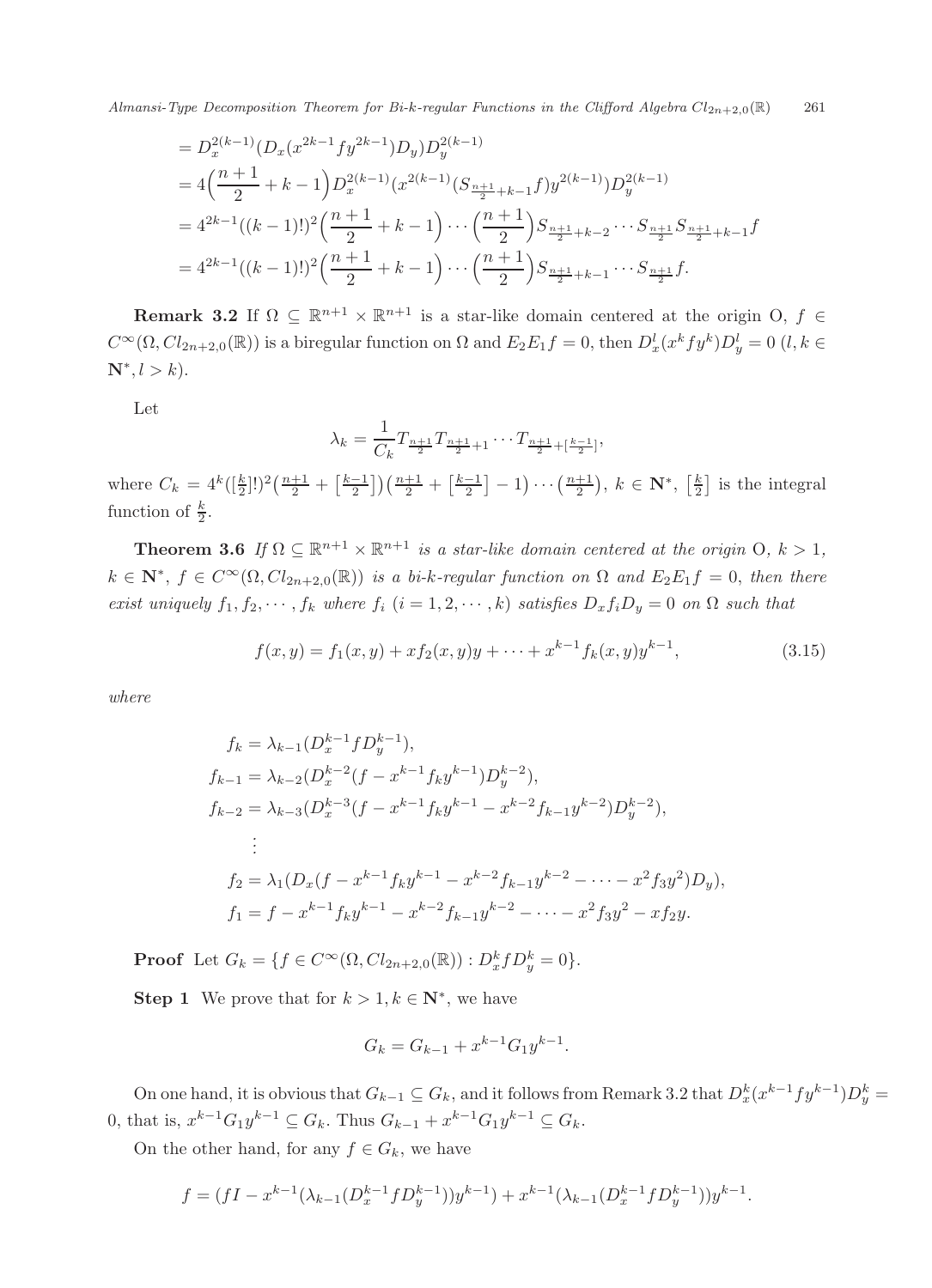$$
\begin{aligned}
&= D_x^{2(k-1)}(D_x(x^{2k-1}fy^{2k-1})D_y)D_y^{2(k-1)} \\
&= 4\Big(\frac{n+1}{2}+k-1\Big)D_x^{2(k-1)}(x^{2(k-1)}(S_{\frac{n+1}{2}+k-1}f)y^{2(k-1)})D_y^{2(k-1)} \\
&= 4^{2k-1}((k-1)!)^2\Big(\frac{n+1}{2}+k-1\Big)\cdots\Big(\frac{n+1}{2}\Big)S_{\frac{n+1}{2}+k-2}\cdots S_{\frac{n+1}{2}}S_{\frac{n+1}{2}+k-1}f \\
&= 4^{2k-1}((k-1)!)^2\Big(\frac{n+1}{2}+k-1\Big)\cdots\Big(\frac{n+1}{2}\Big)S_{\frac{n+1}{2}+k-1}\cdots S_{\frac{n+1}{2}}f.
\end{aligned}
$$

**Remark 3.2** If $\Omega \subseteq \mathbb{R}^{n+1}\times\mathbb{R}^{n+1}$ is a star-like domain centered at the origin O, $f\in C^\infty(\Omega, Cl_{2n+2,0}(\mathbb{R}))$ is a biregular function on $\Omega$ and $E_2E_1f=0$, then $D_x^l(x^kfy^k)D_y^l=0$ ($l,k\in\mathbf{N}^*, l>k$).

Let

$$
\lambda_k=\frac{1}{C_k}T_{\frac{n+1}{2}}T_{\frac{n+1}{2}+1}\cdots T_{\frac{n+1}{2}+[\frac{k-1}{2}]},
$$

where $C_k=4^k([\frac{k}{2}]!)^2\big(\frac{n+1}{2}+\big[\frac{k-1}{2}\big]\big)\big(\frac{n+1}{2}+\big[\frac{k-1}{2}\big]-1\big)\cdots\big(\frac{n+1}{2}\big)$, $k\in\mathbf{N}^*$, $\big[\frac{k}{2}\big]$ is the integral function of $\frac{k}{2}$.

**Theorem 3.6** *If $\Omega\subseteq\mathbb{R}^{n+1}\times\mathbb{R}^{n+1}$ is a star-like domain centered at the origin O, $k>1$, $k\in\mathbf{N}^*$, $f\in C^\infty(\Omega,Cl_{2n+2,0}(\mathbb{R}))$ is a bi-k-regular function on $\Omega$ and $E_2E_1f=0$, then there exist uniquely $f_1,f_2,\cdots,f_k$ where $f_i$ $(i=1,2,\cdots,k)$ satisfies $D_xf_iD_y=0$ on $\Omega$ such that*

$$
f(x,y)=f_1(x,y)+xf_2(x,y)y+\cdots+x^{k-1}f_k(x,y)y^{k-1}, \tag{3.15}
$$

*where*

$$
\begin{aligned}
f_k &= \lambda_{k-1}(D_x^{k-1}fD_y^{k-1}),\\
f_{k-1} &= \lambda_{k-2}(D_x^{k-2}(f-x^{k-1}f_ky^{k-1})D_y^{k-2}),\\
f_{k-2} &= \lambda_{k-3}(D_x^{k-3}(f-x^{k-1}f_ky^{k-1}-x^{k-2}f_{k-1}y^{k-2})D_y^{k-2}),\\
&\ \ \vdots\\
f_2 &= \lambda_1(D_x(f-x^{k-1}f_ky^{k-1}-x^{k-2}f_{k-1}y^{k-2}-\cdots-x^2f_3y^2)D_y),\\
f_1 &= f-x^{k-1}f_ky^{k-1}-x^{k-2}f_{k-1}y^{k-2}-\cdots-x^2f_3y^2-xf_2y.
\end{aligned}
$$

**Proof** Let $G_k=\{f\in C^\infty(\Omega,Cl_{2n+2,0}(\mathbb{R})): D_x^kfD_y^k=0\}$.

**Step 1** We prove that for $k>1, k\in\mathbf{N}^*$, we have

$$
G_k=G_{k-1}+x^{k-1}G_1y^{k-1}.
$$

On one hand, it is obvious that $G_{k-1}\subseteq G_k$, and it follows from Remark 3.2 that $D_x^k(x^{k-1}fy^{k-1})D_y^k=0$, that is, $x^{k-1}G_1y^{k-1}\subseteq G_k$. Thus $G_{k-1}+x^{k-1}G_1y^{k-1}\subseteq G_k$.

On the other hand, for any $f\in G_k$, we have

$$
f=(fI-x^{k-1}(\lambda_{k-1}(D_x^{k-1}fD_y^{k-1}))y^{k-1})+x^{k-1}(\lambda_{k-1}(D_x^{k-1}fD_y^{k-1}))y^{k-1}.
$$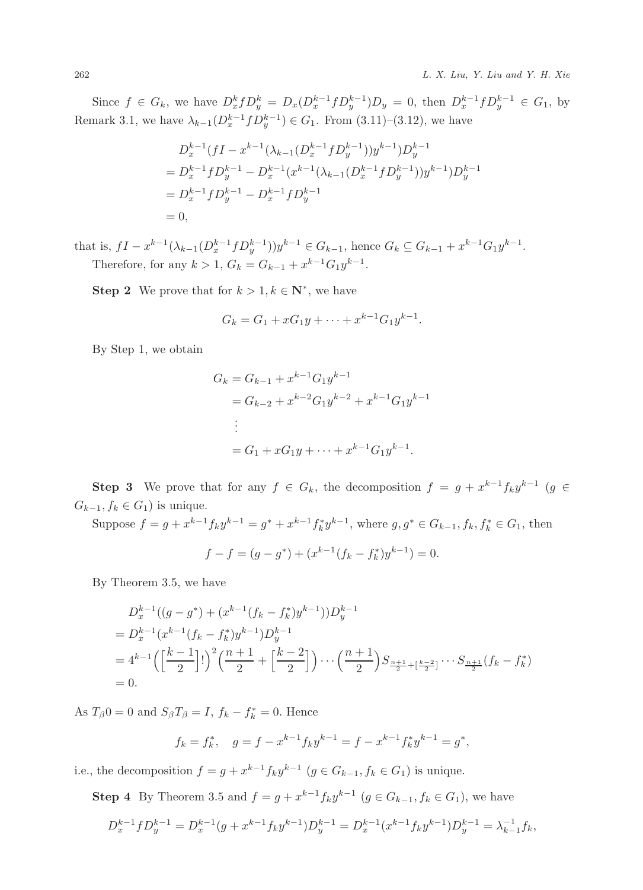Since $f \in G_k$, we have $D_x^k f D_y^k = D_x(D_x^{k-1} f D_y^{k-1})D_y = 0$, then $D_x^{k-1} f D_y^{k-1} \in G_1$, by Remark 3.1, we have $\lambda_{k-1}(D_x^{k-1} f D_y^{k-1}) \in G_1$. From (3.11)–(3.12), we have

$$
\begin{aligned}
&D_x^{k-1}(fI - x^{k-1}(\lambda_{k-1}(D_x^{k-1} f D_y^{k-1}))y^{k-1})D_y^{k-1} \\
&= D_x^{k-1} f D_y^{k-1} - D_x^{k-1}(x^{k-1}(\lambda_{k-1}(D_x^{k-1} f D_y^{k-1}))y^{k-1})D_y^{k-1} \\
&= D_x^{k-1} f D_y^{k-1} - D_x^{k-1} f D_y^{k-1} \\
&= 0,
\end{aligned}
$$

that is, $fI - x^{k-1}(\lambda_{k-1}(D_x^{k-1} f D_y^{k-1}))y^{k-1} \in G_{k-1}$, hence $G_k \subseteq G_{k-1} + x^{k-1} G_1 y^{k-1}$.

Therefore, for any $k > 1$, $G_k = G_{k-1} + x^{k-1} G_1 y^{k-1}$.

**Step 2** We prove that for $k > 1, k \in \mathbf{N}^*$, we have

$$
G_k = G_1 + xG_1y + \cdots + x^{k-1} G_1 y^{k-1}.
$$

By Step 1, we obtain

$$
\begin{aligned}
G_k &= G_{k-1} + x^{k-1} G_1 y^{k-1} \\
&= G_{k-2} + x^{k-2} G_1 y^{k-2} + x^{k-1} G_1 y^{k-1} \\
&\vdots \\
&= G_1 + xG_1y + \cdots + x^{k-1} G_1 y^{k-1}.
\end{aligned}
$$

**Step 3** We prove that for any $f \in G_k$, the decomposition $f = g + x^{k-1} f_k y^{k-1}$ ($g \in G_{k-1}, f_k \in G_1$) is unique.

Suppose $f = g + x^{k-1} f_k y^{k-1} = g^* + x^{k-1} f_k^* y^{k-1}$, where $g, g^* \in G_{k-1}, f_k, f_k^* \in G_1$, then

$$
f - f = (g - g^*) + (x^{k-1}(f_k - f_k^*)y^{k-1}) = 0.
$$

By Theorem 3.5, we have

$$
\begin{aligned}
&D_x^{k-1}((g - g^*) + (x^{k-1}(f_k - f_k^*)y^{k-1}))D_y^{k-1} \\
&= D_x^{k-1}(x^{k-1}(f_k - f_k^*)y^{k-1})D_y^{k-1} \\
&= 4^{k-1}\Big(\Big[\frac{k-1}{2}\Big]!\Big)^2 \Big(\frac{n+1}{2} + \Big[\frac{k-2}{2}\Big]\Big) \cdots \Big(\frac{n+1}{2}\Big) S_{\frac{n+1}{2}+[\frac{k-2}{2}]} \cdots S_{\frac{n+1}{2}}(f_k - f_k^*) \\
&= 0.
\end{aligned}
$$

As $T_\beta 0 = 0$ and $S_\beta T_\beta = I$, $f_k - f_k^* = 0$. Hence

$$
f_k = f_k^*, \quad g = f - x^{k-1} f_k y^{k-1} = f - x^{k-1} f_k^* y^{k-1} = g^*,
$$

i.e., the decomposition $f = g + x^{k-1} f_k y^{k-1}$ ($g \in G_{k-1}, f_k \in G_1$) is unique.

**Step 4** By Theorem 3.5 and $f = g + x^{k-1} f_k y^{k-1}$ ($g \in G_{k-1}, f_k \in G_1$), we have

$$
D_x^{k-1} f D_y^{k-1} = D_x^{k-1}(g + x^{k-1} f_k y^{k-1})D_y^{k-1} = D_x^{k-1}(x^{k-1} f_k y^{k-1})D_y^{k-1} = \lambda_{k-1}^{-1} f_k,
$$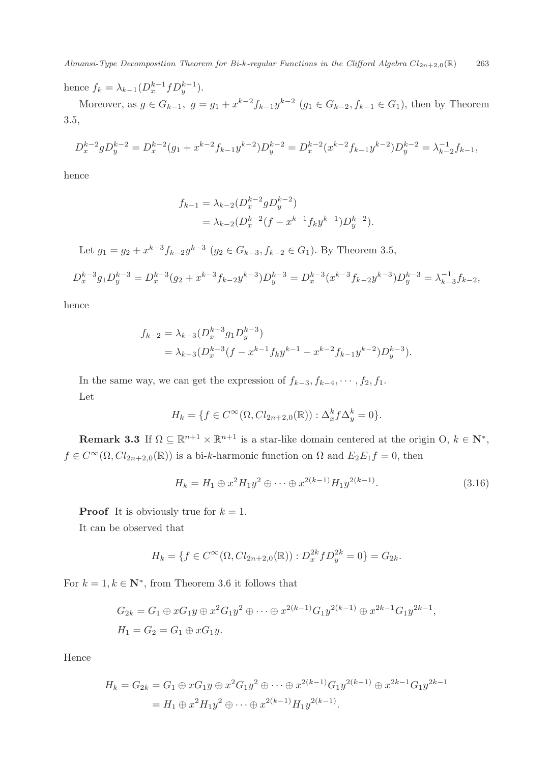hence $f_k = \lambda_{k-1}(D_x^{k-1} f D_y^{k-1})$.

Moreover, as $g \in G_{k-1}$, $g = g_1 + x^{k-2} f_{k-1} y^{k-2}$ $(g_1 \in G_{k-2}, f_{k-1} \in G_1)$, then by Theorem 3.5,

$$D_x^{k-2} g D_y^{k-2} = D_x^{k-2}(g_1 + x^{k-2} f_{k-1} y^{k-2}) D_y^{k-2} = D_x^{k-2}(x^{k-2} f_{k-1} y^{k-2}) D_y^{k-2} = \lambda_{k-2}^{-1} f_{k-1},$$

hence

$$\begin{aligned} f_{k-1} &= \lambda_{k-2}(D_x^{k-2} g D_y^{k-2}) \\ &= \lambda_{k-2}(D_x^{k-2}(f - x^{k-1} f_k y^{k-1}) D_y^{k-2}). \end{aligned}$$

Let $g_1 = g_2 + x^{k-3} f_{k-2} y^{k-3}$ $(g_2 \in G_{k-3}, f_{k-2} \in G_1)$. By Theorem 3.5,

$$D_x^{k-3} g_1 D_y^{k-3} = D_x^{k-3}(g_2 + x^{k-3} f_{k-2} y^{k-3}) D_y^{k-3} = D_x^{k-3}(x^{k-3} f_{k-2} y^{k-3}) D_y^{k-3} = \lambda_{k-3}^{-1} f_{k-2},$$

hence

$$\begin{aligned} f_{k-2} &= \lambda_{k-3}(D_x^{k-3} g_1 D_y^{k-3}) \\ &= \lambda_{k-3}(D_x^{k-3}(f - x^{k-1} f_k y^{k-1} - x^{k-2} f_{k-1} y^{k-2}) D_y^{k-3}). \end{aligned}$$

In the same way, we can get the expression of $f_{k-3}, f_{k-4}, \cdots, f_2, f_1$.

Let

$$H_k = \{f \in C^\infty(\Omega, Cl_{2n+2,0}(\mathbb{R})) : \Delta_x^k f \Delta_y^k = 0\}.$$

**Remark 3.3** If $\Omega \subseteq \mathbb{R}^{n+1} \times \mathbb{R}^{n+1}$ is a star-like domain centered at the origin O, $k \in \mathbf{N}^*$, $f \in C^\infty(\Omega, Cl_{2n+2,0}(\mathbb{R}))$ is a bi-$k$-harmonic function on $\Omega$ and $E_2 E_1 f = 0$, then

$$H_k = H_1 \oplus x^2 H_1 y^2 \oplus \cdots \oplus x^{2(k-1)} H_1 y^{2(k-1)}. \tag{3.16}$$

**Proof** It is obviously true for $k = 1$.

It can be observed that

$$H_k = \{f \in C^\infty(\Omega, Cl_{2n+2,0}(\mathbb{R})) : D_x^{2k} f D_y^{2k} = 0\} = G_{2k}.$$

For $k = 1, k \in \mathbf{N}^*$, from Theorem 3.6 it follows that

$$\begin{aligned} &G_{2k} = G_1 \oplus x G_1 y \oplus x^2 G_1 y^2 \oplus \cdots \oplus x^{2(k-1)} G_1 y^{2(k-1)} \oplus x^{2k-1} G_1 y^{2k-1}, \\ &H_1 = G_2 = G_1 \oplus x G_1 y. \end{aligned}$$

Hence

$$\begin{aligned} H_k = G_{2k} &= G_1 \oplus x G_1 y \oplus x^2 G_1 y^2 \oplus \cdots \oplus x^{2(k-1)} G_1 y^{2(k-1)} \oplus x^{2k-1} G_1 y^{2k-1} \\ &= H_1 \oplus x^2 H_1 y^2 \oplus \cdots \oplus x^{2(k-1)} H_1 y^{2(k-1)}. \end{aligned}$$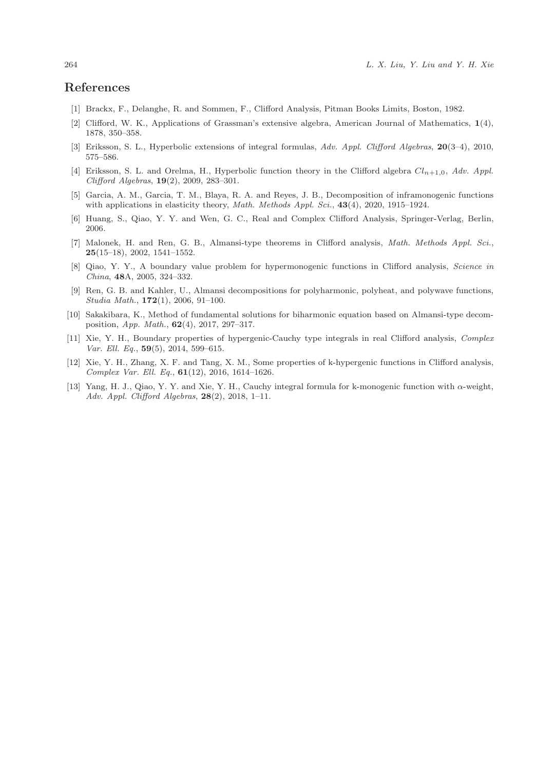## References

[1] Brackx, F., Delanghe, R. and Sommen, F., Clifford Analysis, Pitman Books Limits, Boston, 1982.

[2] Clifford, W. K., Applications of Grassman's extensive algebra, American Journal of Mathematics, **1**(4), 1878, 350–358.

[3] Eriksson, S. L., Hyperbolic extensions of integral formulas, *Adv. Appl. Clifford Algebras*, **20**(3–4), 2010, 575–586.

[4] Eriksson, S. L. and Orelma, H., Hyperbolic function theory in the Clifford algebra $Cl_{n+1,0}$, *Adv. Appl. Clifford Algebras*, **19**(2), 2009, 283–301.

[5] Garcia, A. M., Garcia, T. M., Blaya, R. A. and Reyes, J. B., Decomposition of inframonogenic functions with applications in elasticity theory, *Math. Methods Appl. Sci.*, **43**(4), 2020, 1915–1924.

[6] Huang, S., Qiao, Y. Y. and Wen, G. C., Real and Complex Clifford Analysis, Springer-Verlag, Berlin, 2006.

[7] Malonek, H. and Ren, G. B., Almansi-type theorems in Clifford analysis, *Math. Methods Appl. Sci.*, **25**(15–18), 2002, 1541–1552.

[8] Qiao, Y. Y., A boundary value problem for hypermonogenic functions in Clifford analysis, *Science in China*, **48**A, 2005, 324–332.

[9] Ren, G. B. and Kahler, U., Almansi decompositions for polyharmonic, polyheat, and polywave functions, *Studia Math.*, **172**(1), 2006, 91–100.

[10] Sakakibara, K., Method of fundamental solutions for biharmonic equation based on Almansi-type decomposition, *App. Math.*, **62**(4), 2017, 297–317.

[11] Xie, Y. H., Boundary properties of hypergenic-Cauchy type integrals in real Clifford analysis, *Complex Var. Ell. Eq.*, **59**(5), 2014, 599–615.

[12] Xie, Y. H., Zhang, X. F. and Tang, X. M., Some properties of k-hypergenic functions in Clifford analysis, *Complex Var. Ell. Eq.*, **61**(12), 2016, 1614–1626.

[13] Yang, H. J., Qiao, Y. Y. and Xie, Y. H., Cauchy integral formula for k-monogenic function with $\alpha$-weight, *Adv. Appl. Clifford Algebras*, **28**(2), 2018, 1–11.